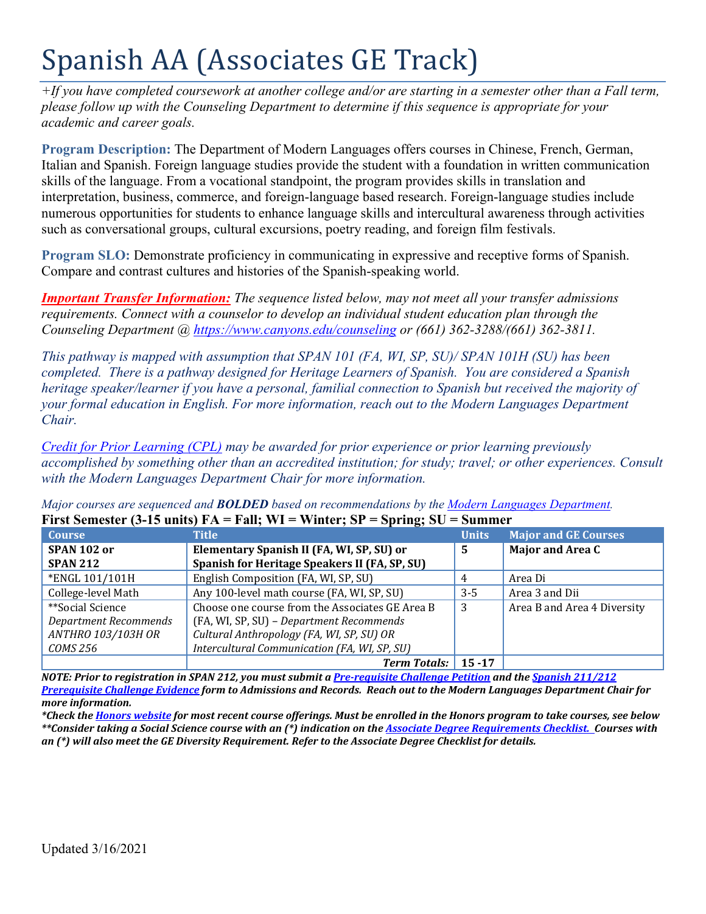# Spanish AA (Associates GE Track)

*+If you have completed coursework at another college and/or are starting in a semester other than a Fall term, please follow up with the Counseling Department to determine if this sequence is appropriate for your academic and career goals.*

**Program Description:** The Department of Modern Languages offers courses in Chinese, French, German, Italian and Spanish. Foreign language studies provide the student with a foundation in written communication skills of the language. From a vocational standpoint, the program provides skills in translation and interpretation, business, commerce, and foreign-language based research. Foreign-language studies include numerous opportunities for students to enhance language skills and intercultural awareness through activities such as conversational groups, cultural excursions, poetry reading, and foreign film festivals.

**Program SLO:** Demonstrate proficiency in communicating in expressive and receptive forms of Spanish. Compare and contrast cultures and histories of the Spanish-speaking world.

***Important Transfer Information:*** *The sequence listed below, may not meet all your transfer admissions requirements. Connect with a counselor to develop an individual student education plan through the Counseling Department @ https://www.canyons.edu/counseling or (661) 362-3288/(661) 362-3811.*

*This pathway is mapped with assumption that SPAN 101 (FA, WI, SP, SU)/ SPAN 101H (SU) has been completed. There is a pathway designed for Heritage Learners of Spanish. You are considered a Spanish heritage speaker/learner if you have a personal, familial connection to Spanish but received the majority of your formal education in English. For more information, reach out to the Modern Languages Department Chair.*

*Credit for Prior Learning (CPL) may be awarded for prior experience or prior learning previously accomplished by something other than an accredited institution; for study; travel; or other experiences. Consult with the Modern Languages Department Chair for more information.*

*Major courses are sequenced and **BOLDED** based on recommendations by the Modern Languages Department.*

**First Semester (3-15 units) FA = Fall; WI = Winter; SP = Spring; SU = Summer**

| Course | Title | Units | Major and GE Courses |
|---|---|---|---|
| **SPAN 102 or SPAN 212** | **Elementary Spanish II (FA, WI, SP, SU) or Spanish for Heritage Speakers II (FA, SP, SU)** | **5** | **Major and Area C** |
| *ENGL 101/101H | English Composition (FA, WI, SP, SU) | 4 | Area Di |
| College-level Math | Any 100-level math course (FA, WI, SP, SU) | 3-5 | Area 3 and Dii |
| **Social Science *Department Recommends ANTHRO 103/103H OR COMS 256* | Choose one course from the Associates GE Area B (FA, WI, SP, SU) – *Department Recommends Cultural Anthropology (FA, WI, SP, SU) OR Intercultural Communication (FA, WI, SP, SU)* | 3 | Area B and Area 4 Diversity |
| | ***Term Totals:*** | **15 -17** | |

***NOTE: Prior to registration in SPAN 212, you must submit a Pre-requisite Challenge Petition and the Spanish 211/212 Prerequisite Challenge Evidence form to Admissions and Records. Reach out to the Modern Languages Department Chair for more information.***

****Check the Honors website for most recent course offerings. Must be enrolled in the Honors program to take courses, see below***

*****Consider taking a Social Science course with an (*) indication on the Associate Degree Requirements Checklist. Courses with an (*) will also meet the GE Diversity Requirement. Refer to the Associate Degree Checklist for details.***

Updated 3/16/2021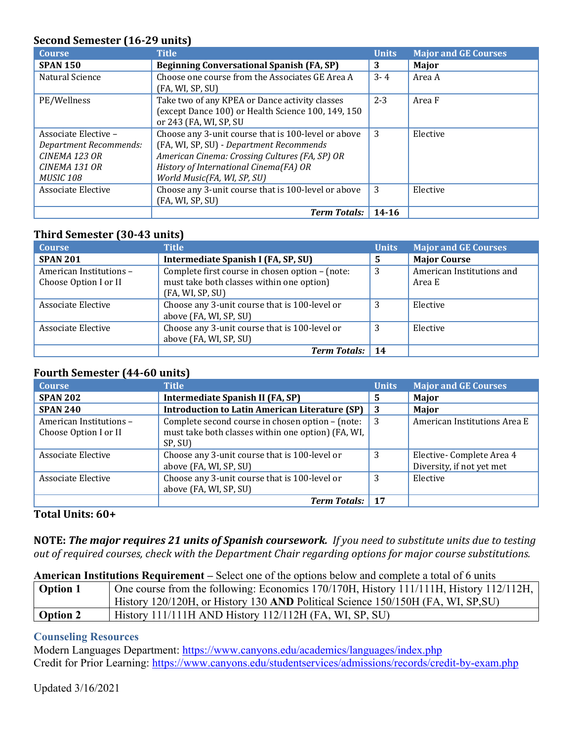### Second Semester (16-29 units)

| Course | Title | Units | Major and GE Courses |
|---|---|---|---|
| **SPAN 150** | **Beginning Conversational Spanish (FA, SP)** | **3** | **Major** |
| Natural Science | Choose one course from the Associates GE Area A (FA, WI, SP, SU) | 3- 4 | Area A |
| PE/Wellness | Take two of any KPEA or Dance activity classes (except Dance 100) or Health Science 100, 149, 150 or 243 (FA, WI, SP, SU | 2-3 | Area F |
| Associate Elective – *Department Recommends: CINEMA 123 OR CINEMA 131 OR MUSIC 108* | Choose any 3-unit course that is 100-level or above (FA, WI, SP, SU) - *Department Recommends American Cinema: Crossing Cultures (FA, SP) OR History of International Cinema(FA) OR World Music(FA, WI, SP, SU)* | 3 | Elective |
| Associate Elective | Choose any 3-unit course that is 100-level or above (FA, WI, SP, SU) | 3 | Elective |
| | ***Term Totals:*** | **14-16** | |

### Third Semester (30-43 units)

| Course | Title | Units | Major and GE Courses |
|---|---|---|---|
| **SPAN 201** | **Intermediate Spanish I (FA, SP, SU)** | **5** | **Major Course** |
| American Institutions – Choose Option I or II | Complete first course in chosen option – (note: must take both classes within one option) (FA, WI, SP, SU) | 3 | American Institutions and Area E |
| Associate Elective | Choose any 3-unit course that is 100-level or above (FA, WI, SP, SU) | 3 | Elective |
| Associate Elective | Choose any 3-unit course that is 100-level or above (FA, WI, SP, SU) | 3 | Elective |
| | ***Term Totals:*** | **14** | |

### Fourth Semester (44-60 units)

| Course | Title | Units | Major and GE Courses |
|---|---|---|---|
| **SPAN 202** | **Intermediate Spanish II (FA, SP)** | **5** | **Major** |
| **SPAN 240** | **Introduction to Latin American Literature (SP)** | **3** | **Major** |
| American Institutions – Choose Option I or II | Complete second course in chosen option – (note: must take both classes within one option) (FA, WI, SP, SU) | 3 | American Institutions Area E |
| Associate Elective | Choose any 3-unit course that is 100-level or above (FA, WI, SP, SU) | 3 | Elective- Complete Area 4 Diversity, if not yet met |
| Associate Elective | Choose any 3-unit course that is 100-level or above (FA, WI, SP, SU) | 3 | Elective |
| | ***Term Totals:*** | **17** | |

**Total Units: 60+**

**NOTE: *The major requires 21 units of Spanish coursework.*** *If you need to substitute units due to testing out of required courses, check with the Department Chair regarding options for major course substitutions.*

**American Institutions Requirement** – Select one of the options below and complete a total of 6 units

| | |
|---|---|
| **Option 1** | One course from the following: Economics 170/170H, History 111/111H, History 112/112H, History 120/120H, or History 130 **AND** Political Science 150/150H (FA, WI, SP,SU) |
| **Option 2** | History 111/111H AND History 112/112H (FA, WI, SP, SU) |

### Counseling Resources

Modern Languages Department: https://www.canyons.edu/academics/languages/index.php
Credit for Prior Learning: https://www.canyons.edu/studentservices/admissions/records/credit-by-exam.php

Updated 3/16/2021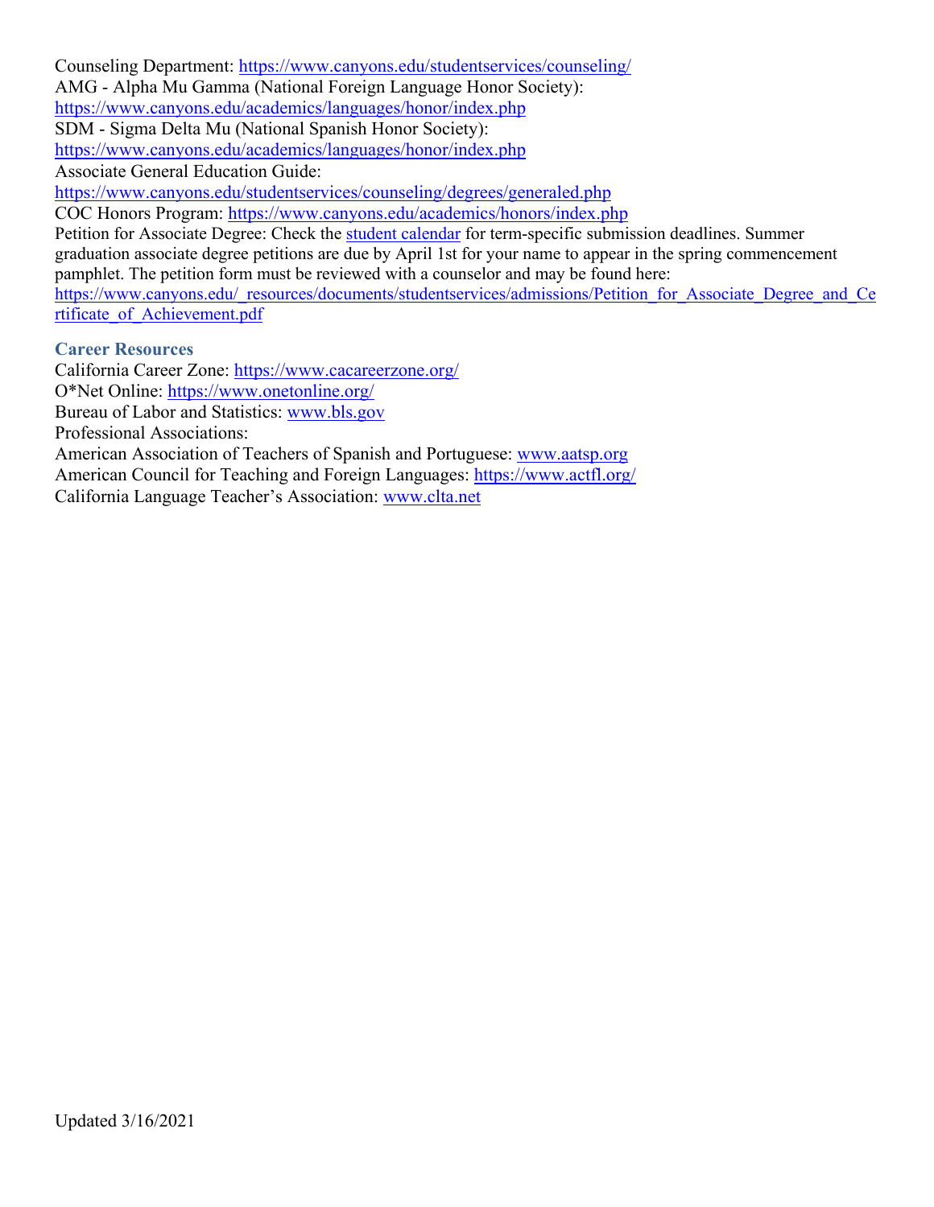Counseling Department: https://www.canyons.edu/studentservices/counseling/
AMG - Alpha Mu Gamma (National Foreign Language Honor Society):
https://www.canyons.edu/academics/languages/honor/index.php
SDM - Sigma Delta Mu (National Spanish Honor Society):
https://www.canyons.edu/academics/languages/honor/index.php
Associate General Education Guide:
https://www.canyons.edu/studentservices/counseling/degrees/generaled.php
COC Honors Program: https://www.canyons.edu/academics/honors/index.php
Petition for Associate Degree: Check the student calendar for term-specific submission deadlines. Summer graduation associate degree petitions are due by April 1st for your name to appear in the spring commencement pamphlet. The petition form must be reviewed with a counselor and may be found here:
https://www.canyons.edu/_resources/documents/studentservices/admissions/Petition_for_Associate_Degree_and_Certificate_of_Achievement.pdf

## Career Resources

California Career Zone: https://www.cacareerzone.org/
O*Net Online: https://www.onetonline.org/
Bureau of Labor and Statistics: www.bls.gov
Professional Associations:
American Association of Teachers of Spanish and Portuguese: www.aatsp.org
American Council for Teaching and Foreign Languages: https://www.actfl.org/
California Language Teacher's Association: www.clta.net

Updated 3/16/2021